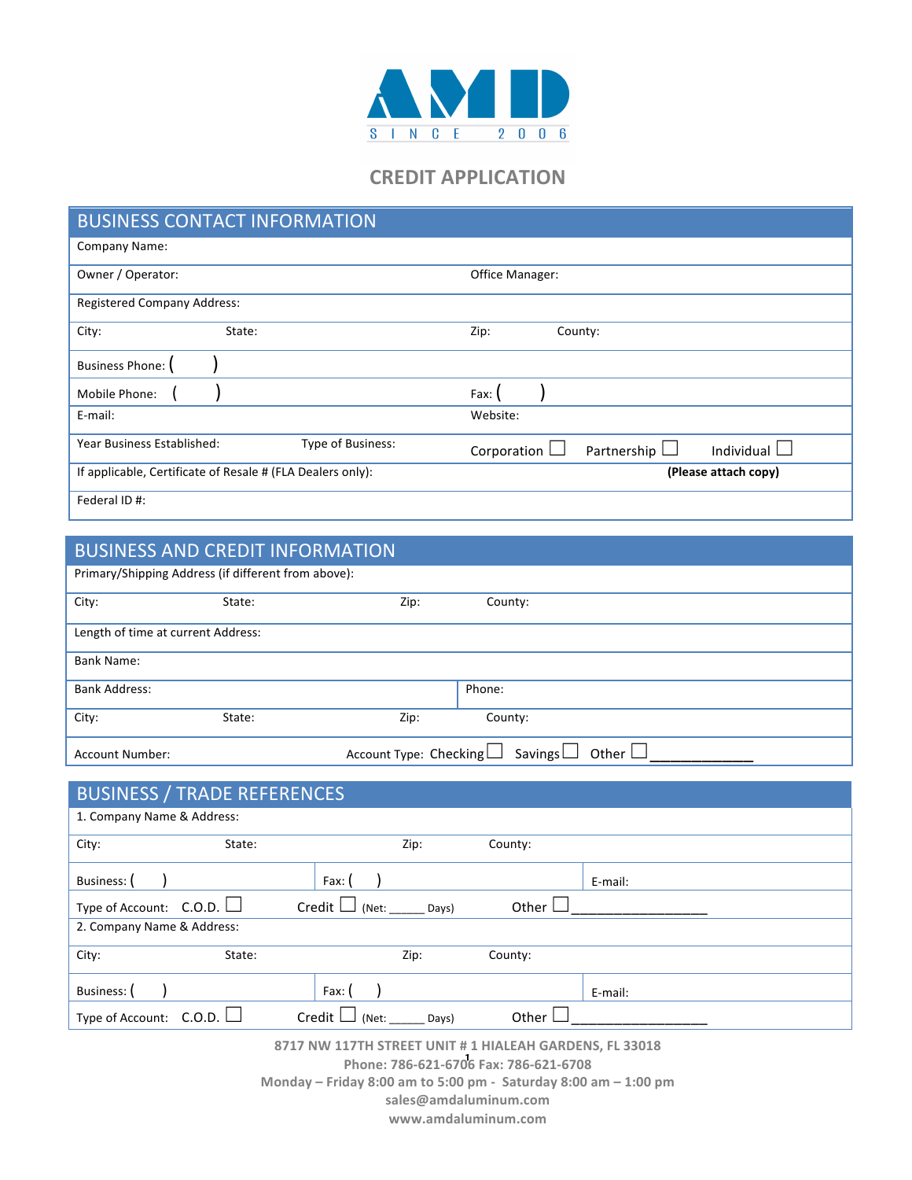AMD
SINCE 2006

# CREDIT APPLICATION

## BUSINESS CONTACT INFORMATION

| | | | |
|---|---|---|---|
| Company Name: | | | |
| Owner / Operator: | | Office Manager: | |
| Registered Company Address: | | | |
| City: | State: | Zip: | County: |
| Business Phone: ( ) | | | |
| Mobile Phone: ( ) | | Fax: ( ) | |
| E-mail: | | Website: | |
| Year Business Established: | Type of Business: | Corporation ☐ Partnership ☐ | Individual ☐ |
| If applicable, Certificate of Resale # (FLA Dealers only): | | | **(Please attach copy)** |
| Federal ID #: | | | |

## BUSINESS AND CREDIT INFORMATION

| | | | |
|---|---|---|---|
| Primary/Shipping Address (if different from above): | | | |
| City: | State: | Zip: | County: |
| Length of time at current Address: | | | |
| Bank Name: | | | |
| Bank Address: | | Phone: | |
| City: | State: | Zip: | County: |
| Account Number: | | Account Type: Checking ☐ Savings ☐ | Other ☐ ____________ |

## BUSINESS / TRADE REFERENCES

| | | | |
|---|---|---|---|
| 1. Company Name & Address: | | | |
| City: | State: | Zip: | County: |
| Business: ( ) | Fax: ( ) | | E-mail: |
| Type of Account: C.O.D. ☐ | Credit ☐ (Net: _____ Days) | Other ☐ ________________ | |
| 2. Company Name & Address: | | | |
| City: | State: | Zip: | County: |
| Business: ( ) | Fax: ( ) | | E-mail: |
| Type of Account: C.O.D. ☐ | Credit ☐ (Net: _____ Days) | Other ☐ ________________ | |

**8717 NW 117TH STREET UNIT # 1 HIALEAH GARDENS, FL 33018**
**Phone: 786-621-6706 Fax: 786-621-6708**
**Monday – Friday 8:00 am to 5:00 pm - Saturday 8:00 am – 1:00 pm**
**sales@amdaluminum.com**
**www.amdaluminum.com**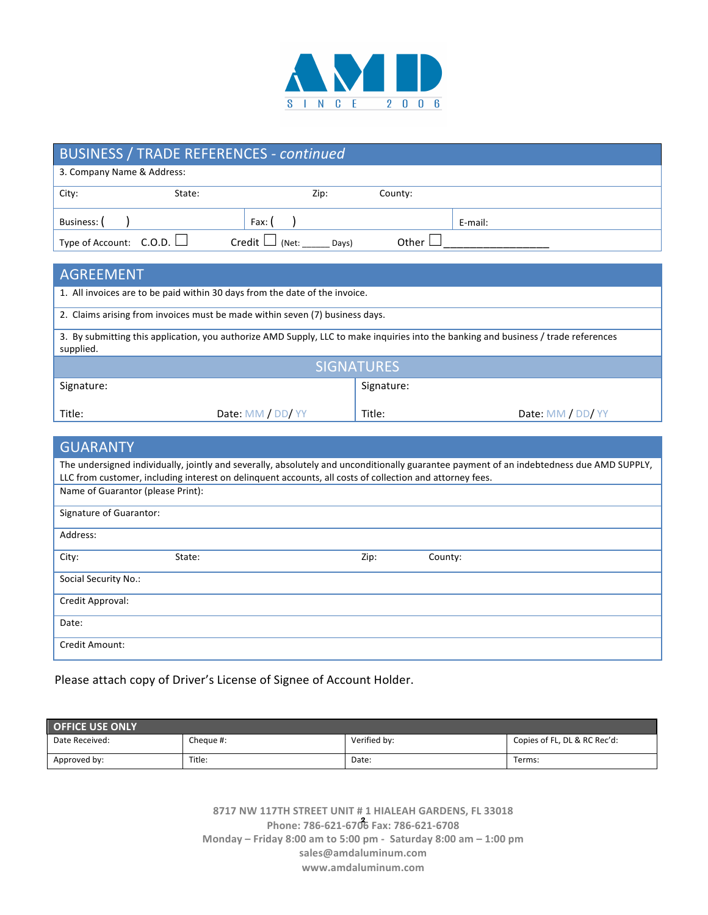AMD

SINCE 2006

## BUSINESS / TRADE REFERENCES - *continued*

3. Company Name & Address:

City: State: Zip: County:

Business: ( ) Fax: ( ) E-mail:

Type of Account: C.O.D. ☐ Credit ☐ (Net: ______ Days) Other ☐ _________________

## AGREEMENT

1. All invoices are to be paid within 30 days from the date of the invoice.
2. Claims arising from invoices must be made within seven (7) business days.
3. By submitting this application, you authorize AMD Supply, LLC to make inquiries into the banking and business / trade references supplied.

## SIGNATURES

| | |
|---|---|
| Signature: | Signature: |
| Title: Date: MM / DD/ YY | Title: Date: MM / DD/ YY |

## GUARANTY

The undersigned individually, jointly and severally, absolutely and unconditionally guarantee payment of an indebtedness due AMD SUPPLY, LLC from customer, including interest on delinquent accounts, all costs of collection and attorney fees.

Name of Guarantor (please Print):

Signature of Guarantor:

Address:

City: State: Zip: County:

Social Security No.:

Credit Approval:

Date:

Credit Amount:

Please attach copy of Driver's License of Signee of Account Holder.

| OFFICE USE ONLY | | | |
|---|---|---|---|
| Date Received: | Cheque #: | Verified by: | Copies of FL, DL & RC Rec'd: |
| Approved by: | Title: | Date: | Terms: |

8717 NW 117TH STREET UNIT # 1 HIALEAH GARDENS, FL 33018
Phone: 786-621-6706 Fax: 786-621-6708
Monday – Friday 8:00 am to 5:00 pm - Saturday 8:00 am – 1:00 pm
sales@amdaluminum.com
www.amdaluminum.com